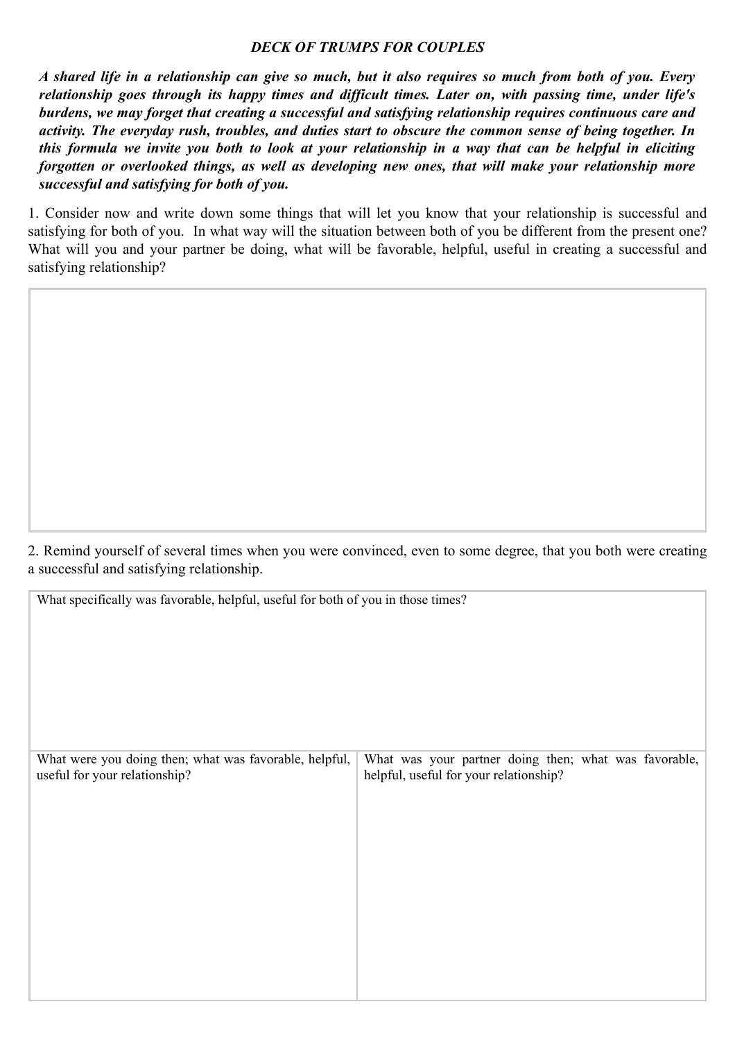***DECK OF TRUMPS FOR COUPLES***

***A shared life in a relationship can give so much, but it also requires so much from both of you. Every relationship goes through its happy times and difficult times. Later on, with passing time, under life's burdens, we may forget that creating a successful and satisfying relationship requires continuous care and activity. The everyday rush, troubles, and duties start to obscure the common sense of being together. In this formula we invite you both to look at your relationship in a way that can be helpful in eliciting forgotten or overlooked things, as well as developing new ones, that will make your relationship more successful and satisfying for both of you.***

1. Consider now and write down some things that will let you know that your relationship is successful and satisfying for both of you. In what way will the situation between both of you be different from the present one? What will you and your partner be doing, what will be favorable, helpful, useful in creating a successful and satisfying relationship?

| |
|---|
| |

2. Remind yourself of several times when you were convinced, even to some degree, that you both were creating a successful and satisfying relationship.

| What specifically was favorable, helpful, useful for both of you in those times? | |
|---|---|
| What were you doing then; what was favorable, helpful, useful for your relationship? | What was your partner doing then; what was favorable, helpful, useful for your relationship? |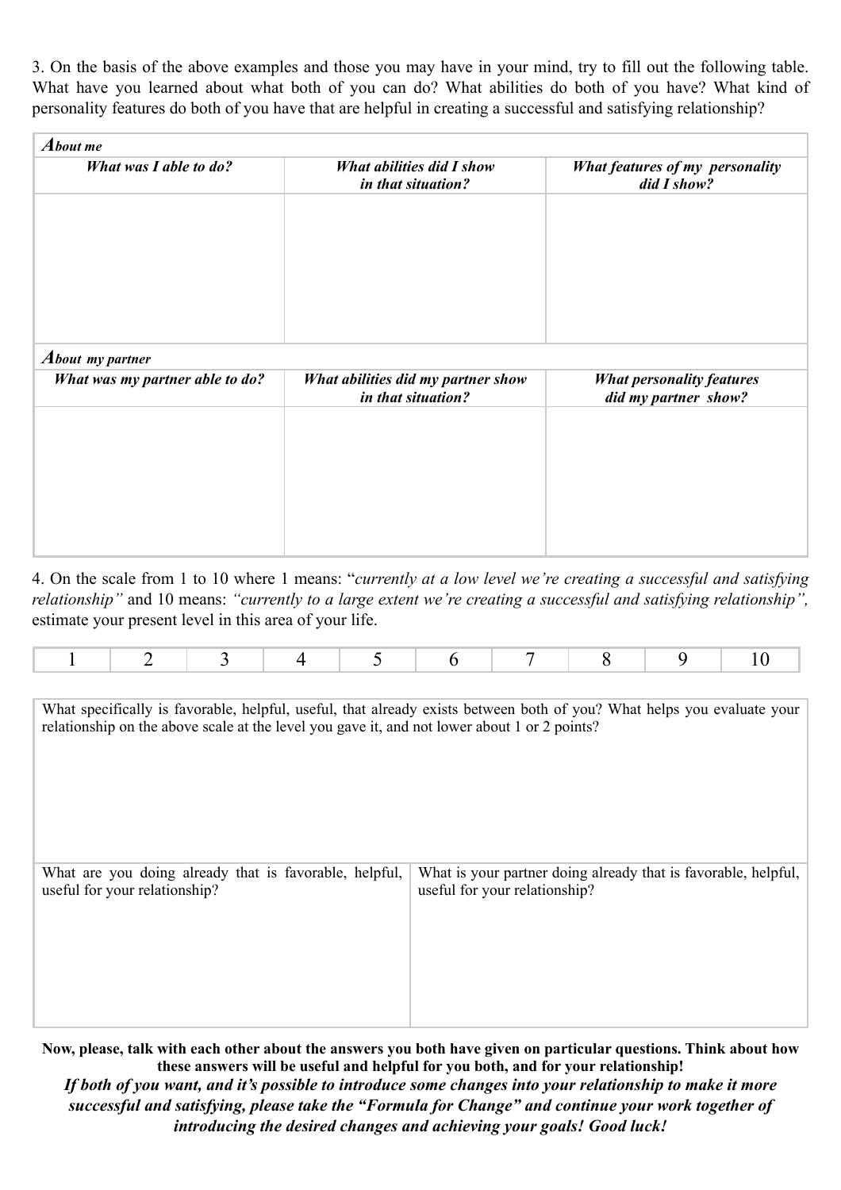3. On the basis of the above examples and those you may have in your mind, try to fill out the following table. What have you learned about what both of you can do? What abilities do both of you have? What kind of personality features do both of you have that are helpful in creating a successful and satisfying relationship?

| ***About me*** | | |
|---|---|---|
| ***What was I able to do?*** | ***What abilities did I show in that situation?*** | ***What features of my personality did I show?*** |
| | | |
| ***About my partner*** | | |
| ***What was my partner able to do?*** | ***What abilities did my partner show in that situation?*** | ***What personality features did my partner show?*** |
| | | |

4. On the scale from 1 to 10 where 1 means: "*currently at a low level we're creating a successful and satisfying relationship*" and 10 means: *"currently to a large extent we're creating a successful and satisfying relationship",* estimate your present level in this area of your life.

| | | | | | | | | | |
|---|---|---|---|---|---|---|---|---|---|
| 1 | 2 | 3 | 4 | 5 | 6 | 7 | 8 | 9 | 10 |

| What specifically is favorable, helpful, useful, that already exists between both of you? What helps you evaluate your relationship on the above scale at the level you gave it, and not lower about 1 or 2 points? | |
|---|---|
| | |
| What are you doing already that is favorable, helpful, useful for your relationship? | What is your partner doing already that is favorable, helpful, useful for your relationship? |
| | |

**Now, please, talk with each other about the answers you both have given on particular questions. Think about how these answers will be useful and helpful for you both, and for your relationship!**

***If both of you want, and it's possible to introduce some changes into your relationship to make it more successful and satisfying, please take the "Formula for Change" and continue your work together of introducing the desired changes and achieving your goals! Good luck!***